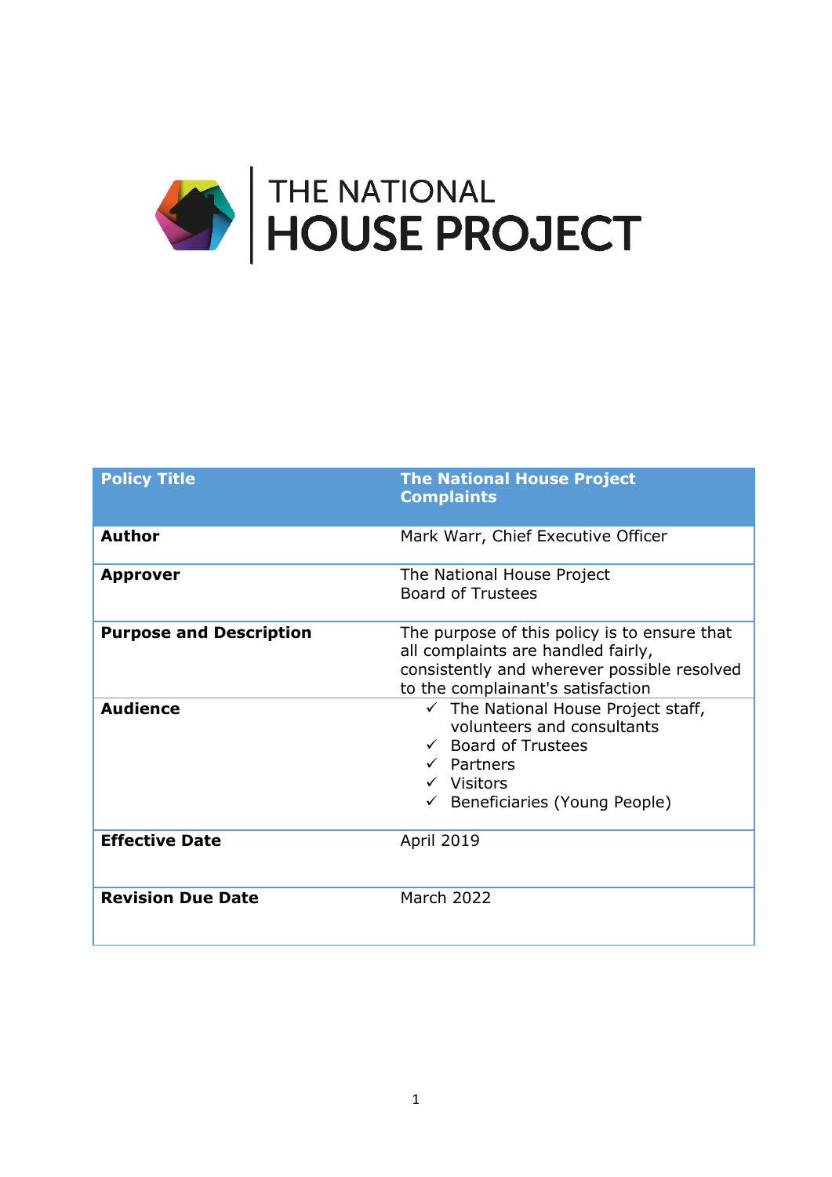THE NATIONAL
# HOUSE PROJECT

| Policy Title | The National House Project Complaints |
|---|---|
| **Author** | Mark Warr, Chief Executive Officer |
| **Approver** | The National House Project<br>Board of Trustees |
| **Purpose and Description** | The purpose of this policy is to ensure that all complaints are handled fairly, consistently and wherever possible resolved to the complainant's satisfaction |
| **Audience** | ✓ The National House Project staff, volunteers and consultants<br>✓ Board of Trustees<br>✓ Partners<br>✓ Visitors<br>✓ Beneficiaries (Young People) |
| **Effective Date** | April 2019 |
| **Revision Due Date** | March 2022 |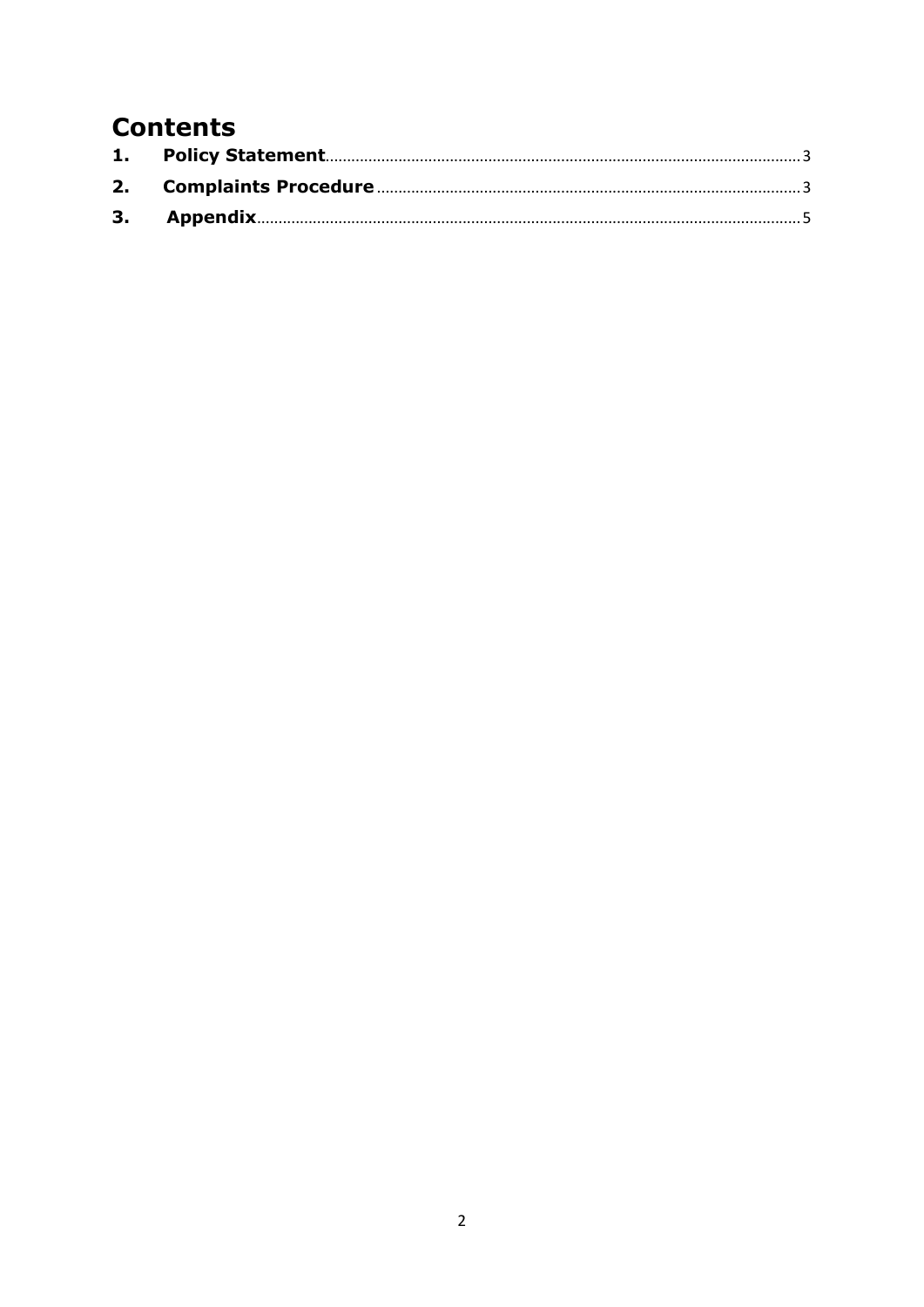# Contents

1. **Policy Statement** ... 3
2. **Complaints Procedure** ... 3
3. **Appendix** ... 5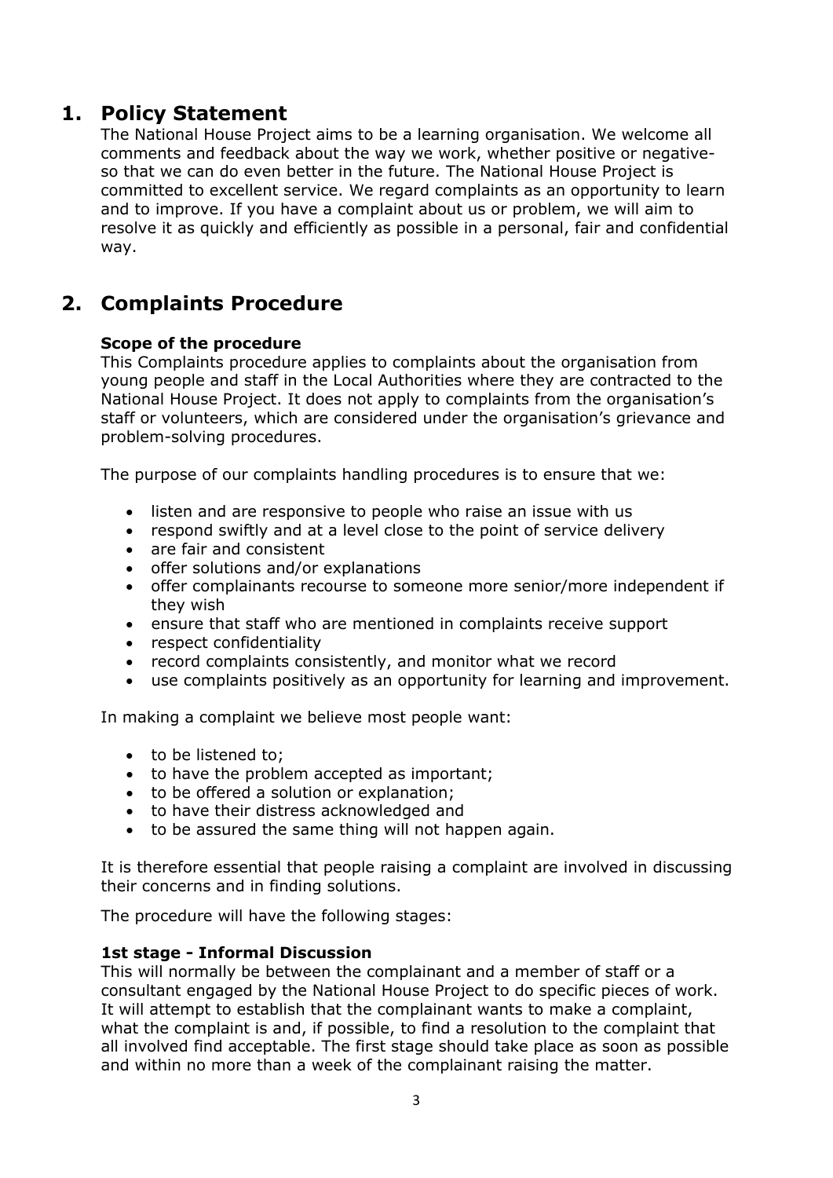# 1. Policy Statement

The National House Project aims to be a learning organisation. We welcome all comments and feedback about the way we work, whether positive or negative-so that we can do even better in the future. The National House Project is committed to excellent service. We regard complaints as an opportunity to learn and to improve. If you have a complaint about us or problem, we will aim to resolve it as quickly and efficiently as possible in a personal, fair and confidential way.

# 2. Complaints Procedure

**Scope of the procedure**

This Complaints procedure applies to complaints about the organisation from young people and staff in the Local Authorities where they are contracted to the National House Project. It does not apply to complaints from the organisation's staff or volunteers, which are considered under the organisation's grievance and problem-solving procedures.

The purpose of our complaints handling procedures is to ensure that we:

- listen and are responsive to people who raise an issue with us
- respond swiftly and at a level close to the point of service delivery
- are fair and consistent
- offer solutions and/or explanations
- offer complainants recourse to someone more senior/more independent if they wish
- ensure that staff who are mentioned in complaints receive support
- respect confidentiality
- record complaints consistently, and monitor what we record
- use complaints positively as an opportunity for learning and improvement.

In making a complaint we believe most people want:

- to be listened to;
- to have the problem accepted as important;
- to be offered a solution or explanation;
- to have their distress acknowledged and
- to be assured the same thing will not happen again.

It is therefore essential that people raising a complaint are involved in discussing their concerns and in finding solutions.

The procedure will have the following stages:

**1st stage - Informal Discussion**

This will normally be between the complainant and a member of staff or a consultant engaged by the National House Project to do specific pieces of work. It will attempt to establish that the complainant wants to make a complaint, what the complaint is and, if possible, to find a resolution to the complaint that all involved find acceptable. The first stage should take place as soon as possible and within no more than a week of the complainant raising the matter.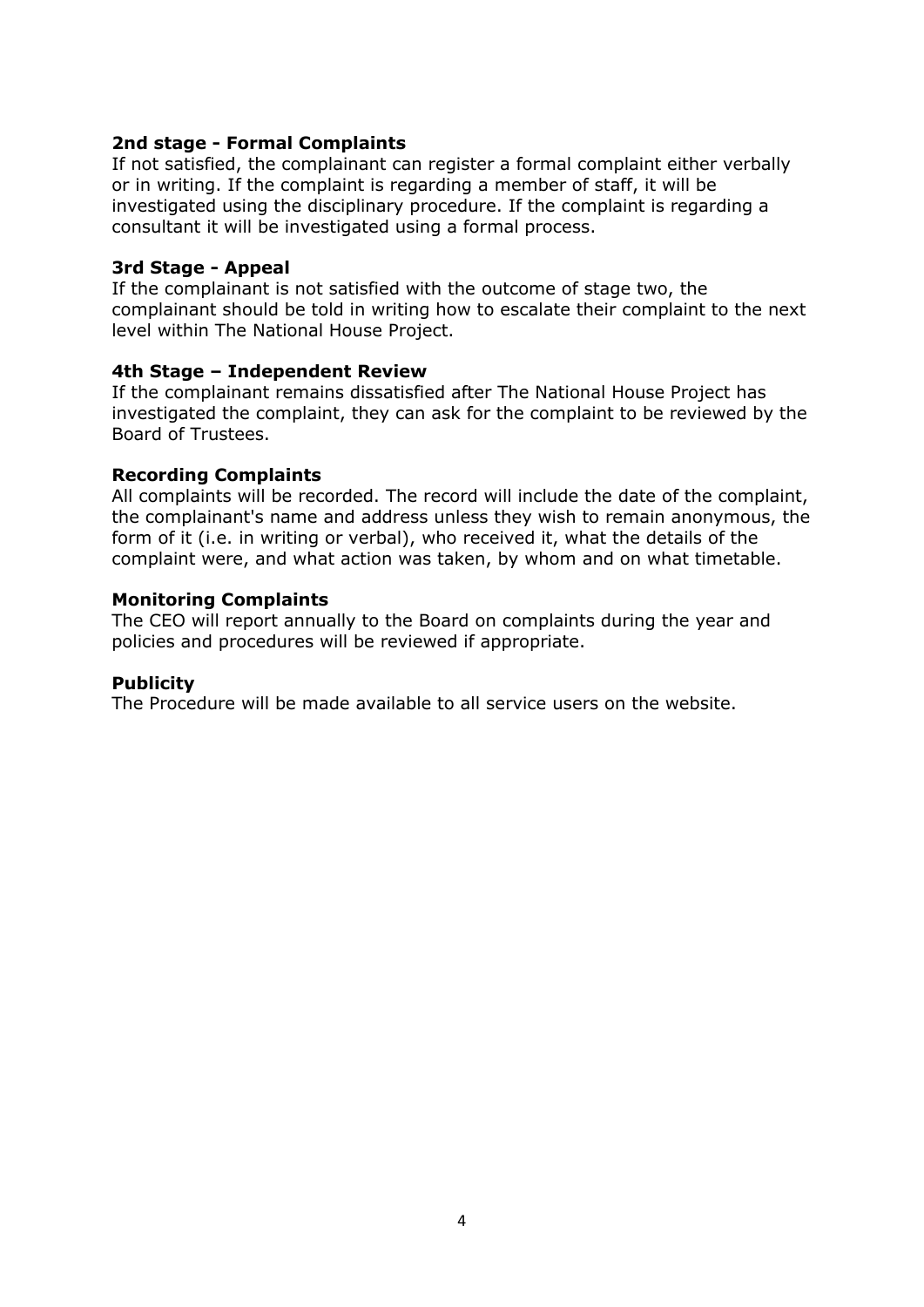**2nd stage - Formal Complaints**
If not satisfied, the complainant can register a formal complaint either verbally or in writing. If the complaint is regarding a member of staff, it will be investigated using the disciplinary procedure. If the complaint is regarding a consultant it will be investigated using a formal process.

**3rd Stage - Appeal**
If the complainant is not satisfied with the outcome of stage two, the complainant should be told in writing how to escalate their complaint to the next level within The National House Project.

**4th Stage – Independent Review**
If the complainant remains dissatisfied after The National House Project has investigated the complaint, they can ask for the complaint to be reviewed by the Board of Trustees.

**Recording Complaints**
All complaints will be recorded. The record will include the date of the complaint, the complainant's name and address unless they wish to remain anonymous, the form of it (i.e. in writing or verbal), who received it, what the details of the complaint were, and what action was taken, by whom and on what timetable.

**Monitoring Complaints**
The CEO will report annually to the Board on complaints during the year and policies and procedures will be reviewed if appropriate.

**Publicity**
The Procedure will be made available to all service users on the website.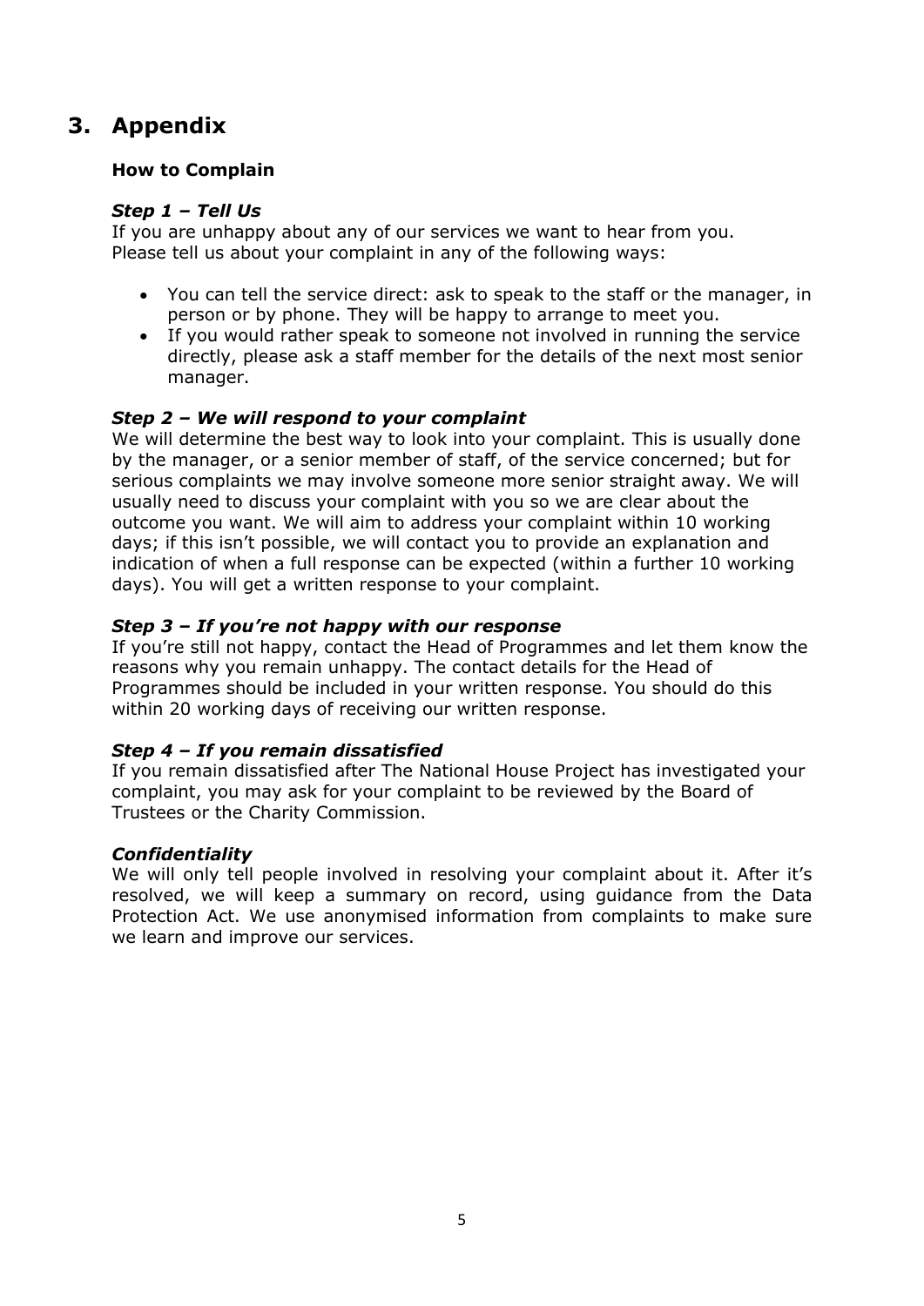# 3. Appendix

### How to Complain

#### *Step 1 – Tell Us*

If you are unhappy about any of our services we want to hear from you.
Please tell us about your complaint in any of the following ways:

- You can tell the service direct: ask to speak to the staff or the manager, in person or by phone. They will be happy to arrange to meet you.
- If you would rather speak to someone not involved in running the service directly, please ask a staff member for the details of the next most senior manager.

#### *Step 2 – We will respond to your complaint*

We will determine the best way to look into your complaint. This is usually done by the manager, or a senior member of staff, of the service concerned; but for serious complaints we may involve someone more senior straight away. We will usually need to discuss your complaint with you so we are clear about the outcome you want. We will aim to address your complaint within 10 working days; if this isn't possible, we will contact you to provide an explanation and indication of when a full response can be expected (within a further 10 working days). You will get a written response to your complaint.

#### *Step 3 – If you're not happy with our response*

If you're still not happy, contact the Head of Programmes and let them know the reasons why you remain unhappy. The contact details for the Head of Programmes should be included in your written response. You should do this within 20 working days of receiving our written response.

#### *Step 4 – If you remain dissatisfied*

If you remain dissatisfied after The National House Project has investigated your complaint, you may ask for your complaint to be reviewed by the Board of Trustees or the Charity Commission.

#### *Confidentiality*

We will only tell people involved in resolving your complaint about it. After it's resolved, we will keep a summary on record, using guidance from the Data Protection Act. We use anonymised information from complaints to make sure we learn and improve our services.